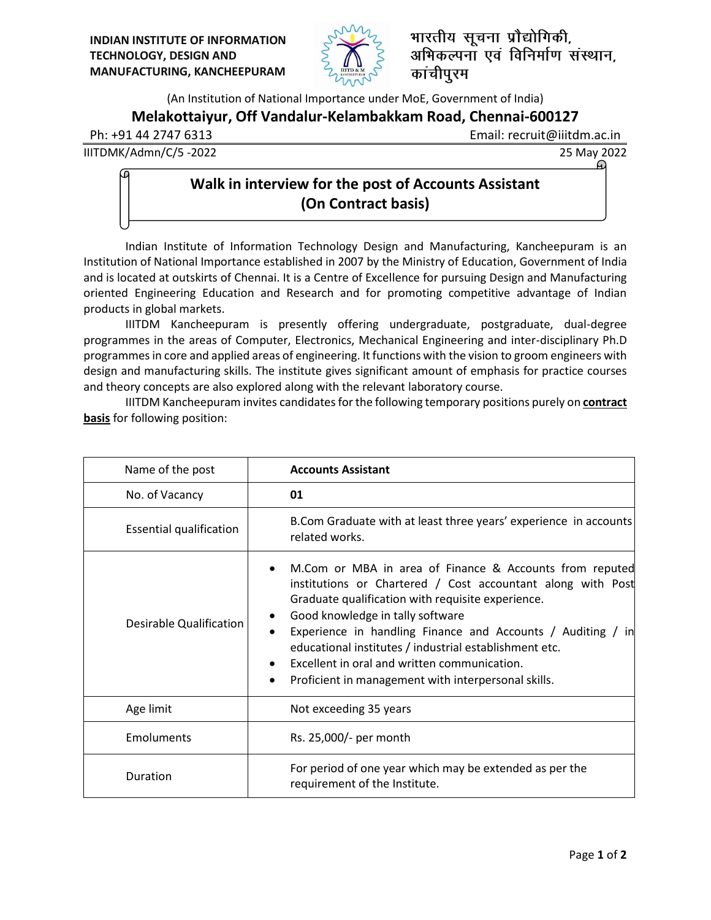**INDIAN INSTITUTE OF INFORMATION TECHNOLOGY, DESIGN AND MANUFACTURING, KANCHEEPURAM**

भारतीय सूचना प्रौद्योगिकी, अभिकल्पना एवं विनिर्माण संस्थान, कांचीपुरम

(An Institution of National Importance under MoE, Government of India)

**Melakottaiyur, Off Vandalur-Kelambakkam Road, Chennai-600127**

Ph: +91 44 2747 6313 Email: recruit@iiitdm.ac.in

IIITDMK/Admn/C/5 -2022 25 May 2022

## Walk in interview for the post of Accounts Assistant (On Contract basis)

Indian Institute of Information Technology Design and Manufacturing, Kancheepuram is an Institution of National Importance established in 2007 by the Ministry of Education, Government of India and is located at outskirts of Chennai. It is a Centre of Excellence for pursuing Design and Manufacturing oriented Engineering Education and Research and for promoting competitive advantage of Indian products in global markets.

IIITDM Kancheepuram is presently offering undergraduate, postgraduate, dual-degree programmes in the areas of Computer, Electronics, Mechanical Engineering and inter-disciplinary Ph.D programmes in core and applied areas of engineering. It functions with the vision to groom engineers with design and manufacturing skills. The institute gives significant amount of emphasis for practice courses and theory concepts are also explored along with the relevant laboratory course.

IIITDM Kancheepuram invites candidates for the following temporary positions purely on **contract basis** for following position:

| Name of the post | **Accounts Assistant** |
|---|---|
| No. of Vacancy | **01** |
| Essential qualification | B.Com Graduate with at least three years' experience in accounts related works. |
| Desirable Qualification | • M.Com or MBA in area of Finance & Accounts from reputed institutions or Chartered / Cost accountant along with Post Graduate qualification with requisite experience.<br>• Good knowledge in tally software<br>• Experience in handling Finance and Accounts / Auditing / in educational institutes / industrial establishment etc.<br>• Excellent in oral and written communication.<br>• Proficient in management with interpersonal skills. |
| Age limit | Not exceeding 35 years |
| Emoluments | Rs. 25,000/- per month |
| Duration | For period of one year which may be extended as per the requirement of the Institute. |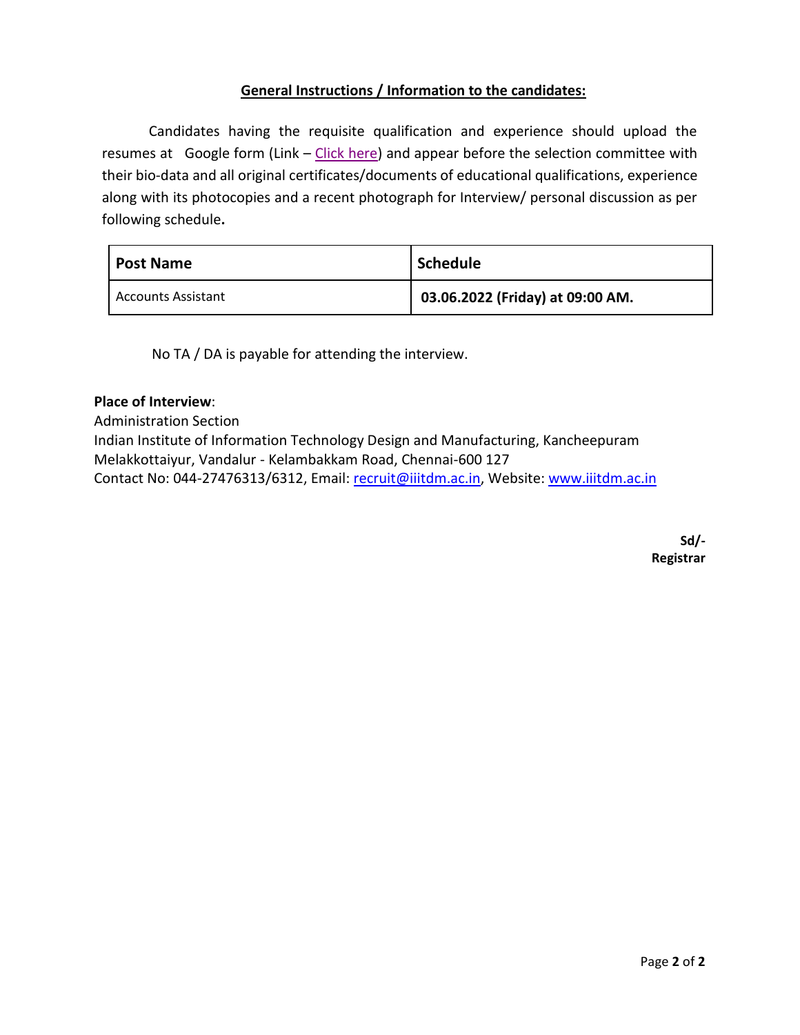## General Instructions / Information to the candidates:

Candidates having the requisite qualification and experience should upload the resumes at Google form (Link – Click here) and appear before the selection committee with their bio-data and all original certificates/documents of educational qualifications, experience along with its photocopies and a recent photograph for Interview/ personal discussion as per following schedule**.**

| Post Name | Schedule |
|---|---|
| Accounts Assistant | **03.06.2022 (Friday) at 09:00 AM.** |

No TA / DA is payable for attending the interview.

**Place of Interview**:
Administration Section
Indian Institute of Information Technology Design and Manufacturing, Kancheepuram
Melakkottaiyur, Vandalur - Kelambakkam Road, Chennai-600 127
Contact No: 044-27476313/6312, Email: recruit@iiitdm.ac.in, Website: www.iiitdm.ac.in

**Sd/-**
**Registrar**